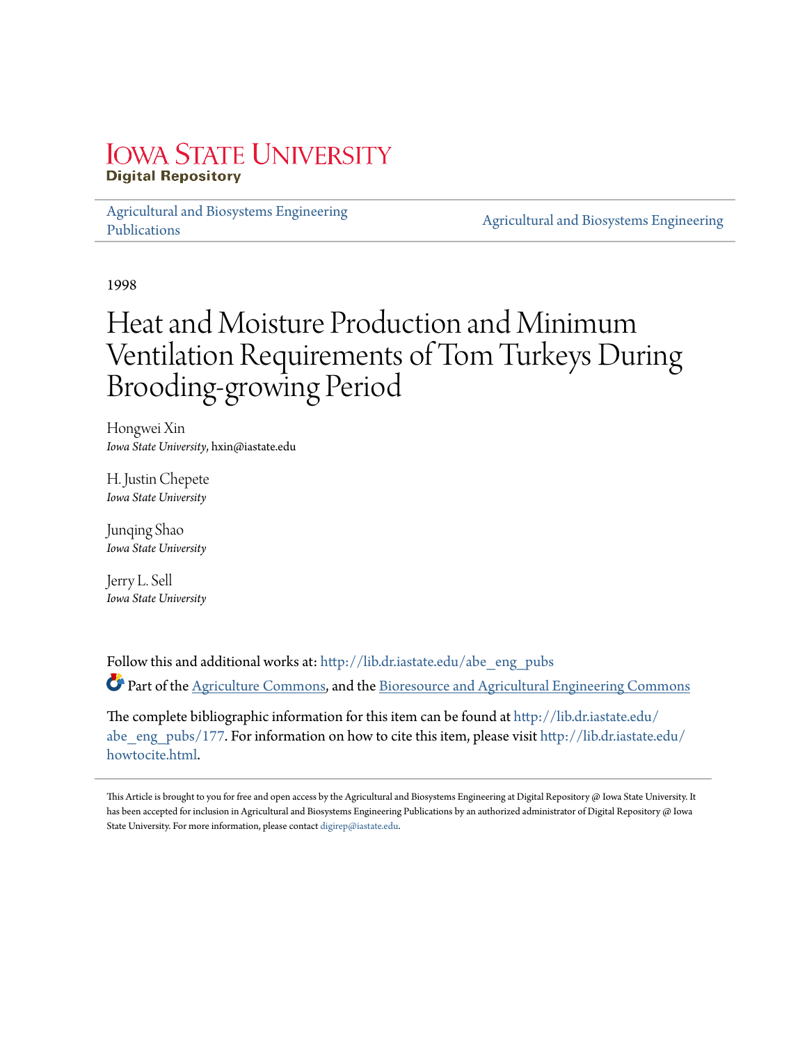Iowa State University
**Digital Repository**

Agricultural and Biosystems Engineering Publications

Agricultural and Biosystems Engineering

1998

# Heat and Moisture Production and Minimum Ventilation Requirements of Tom Turkeys During Brooding-growing Period

Hongwei Xin
*Iowa State University*, hxin@iastate.edu

H. Justin Chepete
*Iowa State University*

Junqing Shao
*Iowa State University*

Jerry L. Sell
*Iowa State University*

Follow this and additional works at: http://lib.dr.iastate.edu/abe_eng_pubs

Part of the Agriculture Commons, and the Bioresource and Agricultural Engineering Commons

The complete bibliographic information for this item can be found at http://lib.dr.iastate.edu/abe_eng_pubs/177. For information on how to cite this item, please visit http://lib.dr.iastate.edu/howtocite.html.

This Article is brought to you for free and open access by the Agricultural and Biosystems Engineering at Digital Repository @ Iowa State University. It has been accepted for inclusion in Agricultural and Biosystems Engineering Publications by an authorized administrator of Digital Repository @ Iowa State University. For more information, please contact digirep@iastate.edu.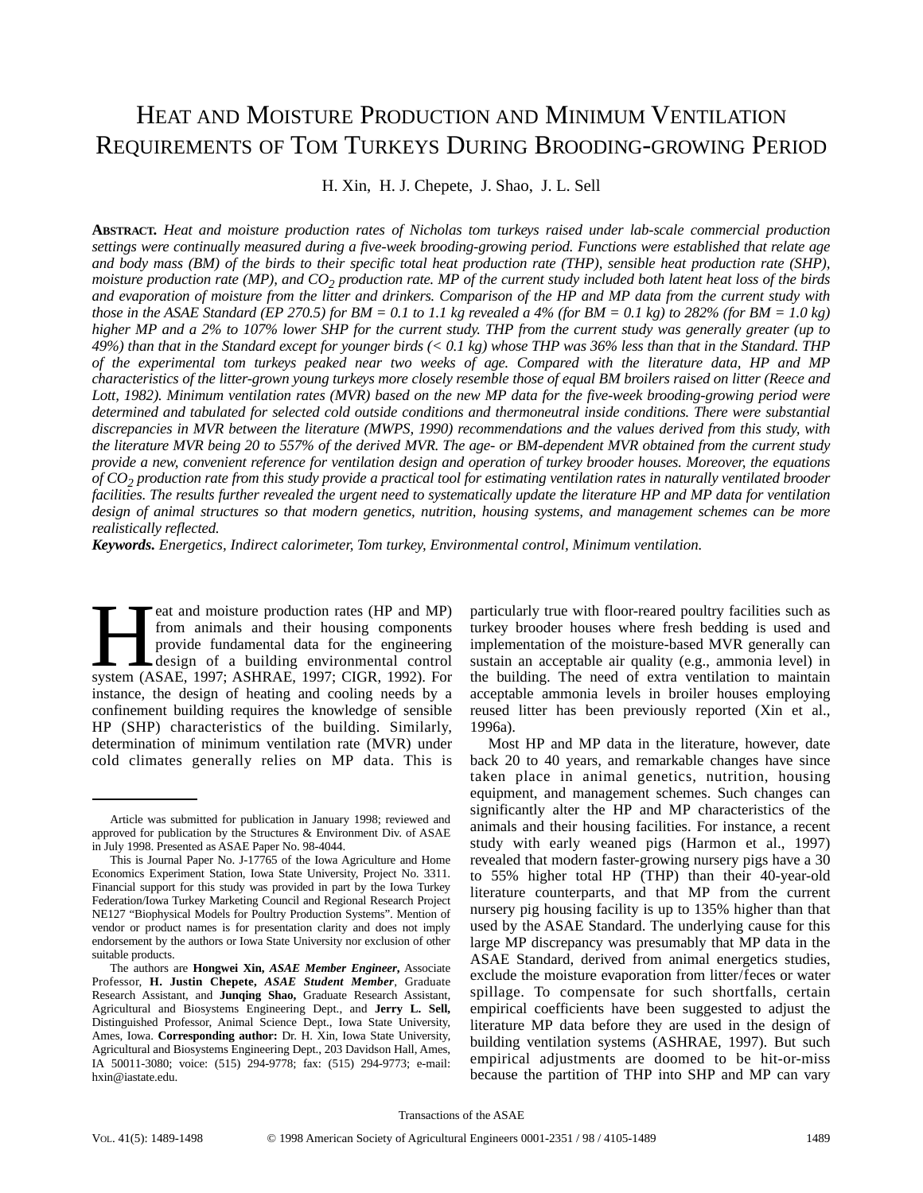# Heat and Moisture Production and Minimum Ventilation Requirements of Tom Turkeys During Brooding-growing Period

H. Xin, H. J. Chepete, J. Shao, J. L. Sell

**Abstract.** *Heat and moisture production rates of Nicholas tom turkeys raised under lab-scale commercial production settings were continually measured during a five-week brooding-growing period. Functions were established that relate age and body mass (BM) of the birds to their specific total heat production rate (THP), sensible heat production rate (SHP), moisture production rate (MP), and $CO_2$ production rate. MP of the current study included both latent heat loss of the birds and evaporation of moisture from the litter and drinkers. Comparison of the HP and MP data from the current study with those in the ASAE Standard (EP 270.5) for BM = 0.1 to 1.1 kg revealed a 4% (for BM = 0.1 kg) to 282% (for BM = 1.0 kg) higher MP and a 2% to 107% lower SHP for the current study. THP from the current study was generally greater (up to 49%) than that in the Standard except for younger birds (< 0.1 kg) whose THP was 36% less than that in the Standard. THP of the experimental tom turkeys peaked near two weeks of age. Compared with the literature data, HP and MP characteristics of the litter-grown young turkeys more closely resemble those of equal BM broilers raised on litter (Reece and Lott, 1982). Minimum ventilation rates (MVR) based on the new MP data for the five-week brooding-growing period were determined and tabulated for selected cold outside conditions and thermoneutral inside conditions. There were substantial discrepancies in MVR between the literature (MWPS, 1990) recommendations and the values derived from this study, with the literature MVR being 20 to 557% of the derived MVR. The age- or BM-dependent MVR obtained from the current study provide a new, convenient reference for ventilation design and operation of turkey brooder houses. Moreover, the equations of $CO_2$ production rate from this study provide a practical tool for estimating ventilation rates in naturally ventilated brooder facilities. The results further revealed the urgent need to systematically update the literature HP and MP data for ventilation design of animal structures so that modern genetics, nutrition, housing systems, and management schemes can be more realistically reflected.*

***Keywords.*** *Energetics, Indirect calorimeter, Tom turkey, Environmental control, Minimum ventilation.*

Heat and moisture production rates (HP and MP) from animals and their housing components provide fundamental data for the engineering design of a building environmental control system (ASAE, 1997; ASHRAE, 1997; CIGR, 1992). For instance, the design of heating and cooling needs by a confinement building requires the knowledge of sensible HP (SHP) characteristics of the building. Similarly, determination of minimum ventilation rate (MVR) under cold climates generally relies on MP data. This is particularly true with floor-reared poultry facilities such as turkey brooder houses where fresh bedding is used and implementation of the moisture-based MVR generally can sustain an acceptable air quality (e.g., ammonia level) in the building. The need of extra ventilation to maintain acceptable ammonia levels in broiler houses employing reused litter has been previously reported (Xin et al., 1996a).

Most HP and MP data in the literature, however, date back 20 to 40 years, and remarkable changes have since taken place in animal genetics, nutrition, housing equipment, and management schemes. Such changes can significantly alter the HP and MP characteristics of the animals and their housing facilities. For instance, a recent study with early weaned pigs (Harmon et al., 1997) revealed that modern faster-growing nursery pigs have a 30 to 55% higher total HP (THP) than their 40-year-old literature counterparts, and that MP from the current nursery pig housing facility is up to 135% higher than that used by the ASAE Standard. The underlying cause for this large MP discrepancy was presumably that MP data in the ASAE Standard, derived from animal energetics studies, exclude the moisture evaporation from litter/feces or water spillage. To compensate for such shortfalls, certain empirical coefficients have been suggested to adjust the literature MP data before they are used in the design of building ventilation systems (ASHRAE, 1997). But such empirical adjustments are doomed to be hit-or-miss because the partition of THP into SHP and MP can vary

---

Article was submitted for publication in January 1998; reviewed and approved for publication by the Structures & Environment Div. of ASAE in July 1998. Presented as ASAE Paper No. 98-4044.

This is Journal Paper No. J-17765 of the Iowa Agriculture and Home Economics Experiment Station, Iowa State University, Project No. 3311. Financial support for this study was provided in part by the Iowa Turkey Federation/Iowa Turkey Marketing Council and Regional Research Project NE127 "Biophysical Models for Poultry Production Systems". Mention of vendor or product names is for presentation clarity and does not imply endorsement by the authors or Iowa State University nor exclusion of other suitable products.

The authors are **Hongwei Xin,** ***ASAE Member Engineer,*** Associate Professor, **H. Justin Chepete,** ***ASAE Student Member,*** Graduate Research Assistant, and **Junqing Shao,** Graduate Research Assistant, Agricultural and Biosystems Engineering Dept., and **Jerry L. Sell,** Distinguished Professor, Animal Science Dept., Iowa State University, Ames, Iowa. **Corresponding author:** Dr. H. Xin, Iowa State University, Agricultural and Biosystems Engineering Dept., 203 Davidson Hall, Ames, IA 50011-3080; voice: (515) 294-9778; fax: (515) 294-9773; e-mail: hxin@iastate.edu.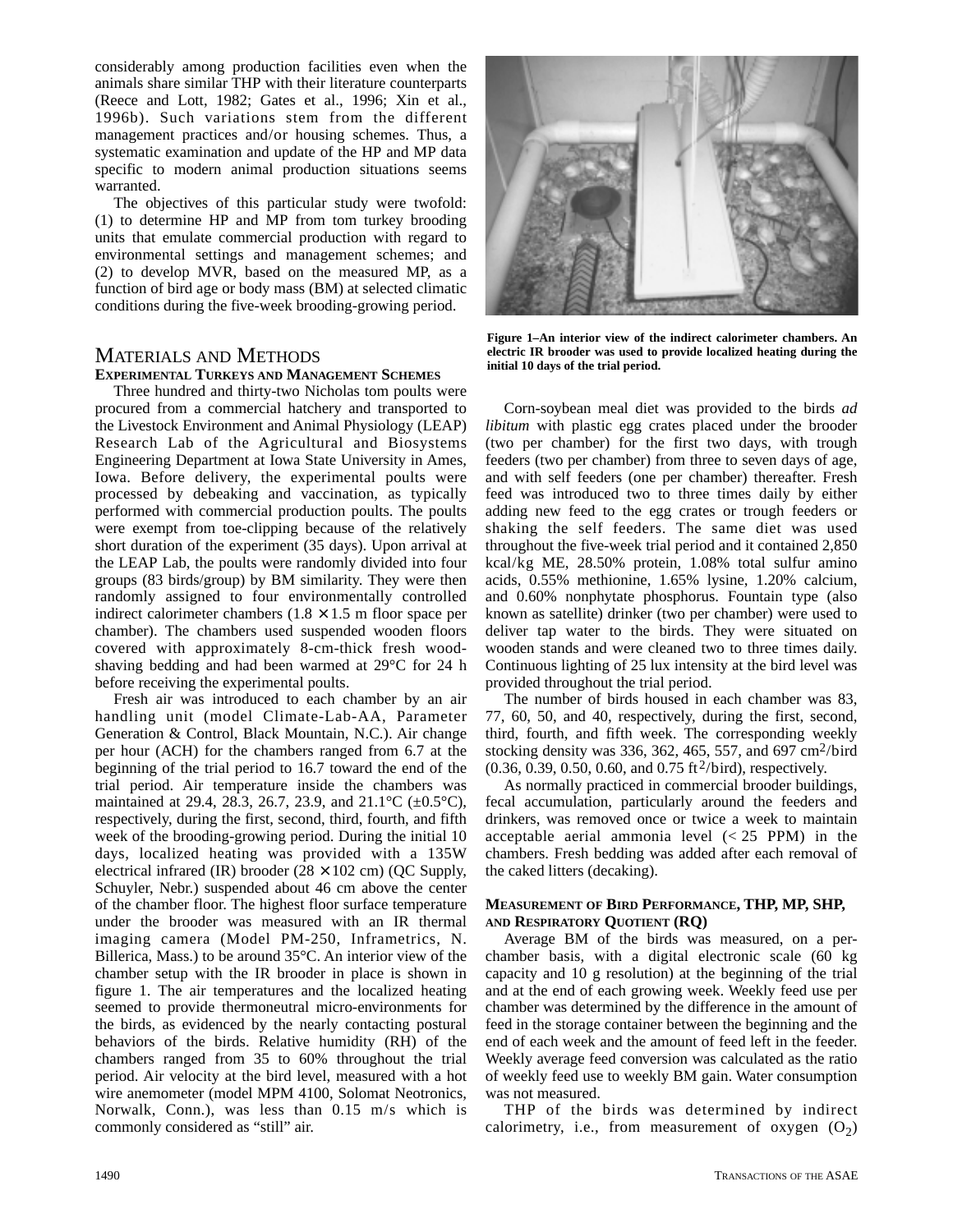considerably among production facilities even when the animals share similar THP with their literature counterparts (Reece and Lott, 1982; Gates et al., 1996; Xin et al., 1996b). Such variations stem from the different management practices and/or housing schemes. Thus, a systematic examination and update of the HP and MP data specific to modern animal production situations seems warranted.

The objectives of this particular study were twofold: (1) to determine HP and MP from tom turkey brooding units that emulate commercial production with regard to environmental settings and management schemes; and (2) to develop MVR, based on the measured MP, as a function of bird age or body mass (BM) at selected climatic conditions during the five-week brooding-growing period.

## MATERIALS AND METHODS

### EXPERIMENTAL TURKEYS AND MANAGEMENT SCHEMES

Three hundred and thirty-two Nicholas tom poults were procured from a commercial hatchery and transported to the Livestock Environment and Animal Physiology (LEAP) Research Lab of the Agricultural and Biosystems Engineering Department at Iowa State University in Ames, Iowa. Before delivery, the experimental poults were processed by debeaking and vaccination, as typically performed with commercial production poults. The poults were exempt from toe-clipping because of the relatively short duration of the experiment (35 days). Upon arrival at the LEAP Lab, the poults were randomly divided into four groups (83 birds/group) by BM similarity. They were then randomly assigned to four environmentally controlled indirect calorimeter chambers (1.8 × 1.5 m floor space per chamber). The chambers used suspended wooden floors covered with approximately 8-cm-thick fresh wood-shaving bedding and had been warmed at 29°C for 24 h before receiving the experimental poults.

Fresh air was introduced to each chamber by an air handling unit (model Climate-Lab-AA, Parameter Generation & Control, Black Mountain, N.C.). Air change per hour (ACH) for the chambers ranged from 6.7 at the beginning of the trial period to 16.7 toward the end of the trial period. Air temperature inside the chambers was maintained at 29.4, 28.3, 26.7, 23.9, and 21.1°C (±0.5°C), respectively, during the first, second, third, fourth, and fifth week of the brooding-growing period. During the initial 10 days, localized heating was provided with a 135W electrical infrared (IR) brooder (28 × 102 cm) (QC Supply, Schuyler, Nebr.) suspended about 46 cm above the center of the chamber floor. The highest floor surface temperature under the brooder was measured with an IR thermal imaging camera (Model PM-250, Inframetrics, N. Billerica, Mass.) to be around 35°C. An interior view of the chamber setup with the IR brooder in place is shown in figure 1. The air temperatures and the localized heating seemed to provide thermoneutral micro-environments for the birds, as evidenced by the nearly contacting postural behaviors of the birds. Relative humidity (RH) of the chambers ranged from 35 to 60% throughout the trial period. Air velocity at the bird level, measured with a hot wire anemometer (model MPM 4100, Solomat Neotronics, Norwalk, Conn.), was less than 0.15 m/s which is commonly considered as "still" air.

**Figure 1–An interior view of the indirect calorimeter chambers. An electric IR brooder was used to provide localized heating during the initial 10 days of the trial period.**

Corn-soybean meal diet was provided to the birds *ad libitum* with plastic egg crates placed under the brooder (two per chamber) for the first two days, with trough feeders (two per chamber) from three to seven days of age, and with self feeders (one per chamber) thereafter. Fresh feed was introduced two to three times daily by either adding new feed to the egg crates or trough feeders or shaking the self feeders. The same diet was used throughout the five-week trial period and it contained 2,850 kcal/kg ME, 28.50% protein, 1.08% total sulfur amino acids, 0.55% methionine, 1.65% lysine, 1.20% calcium, and 0.60% nonphytate phosphorus. Fountain type (also known as satellite) drinker (two per chamber) were used to deliver tap water to the birds. They were situated on wooden stands and were cleaned two to three times daily. Continuous lighting of 25 lux intensity at the bird level was provided throughout the trial period.

The number of birds housed in each chamber was 83, 77, 60, 50, and 40, respectively, during the first, second, third, fourth, and fifth week. The corresponding weekly stocking density was 336, 362, 465, 557, and 697 $cm^2$/bird (0.36, 0.39, 0.50, 0.60, and 0.75 $ft^2$/bird), respectively.

As normally practiced in commercial brooder buildings, fecal accumulation, particularly around the feeders and drinkers, was removed once or twice a week to maintain acceptable aerial ammonia level (< 25 PPM) in the chambers. Fresh bedding was added after each removal of the caked litters (decaking).

### MEASUREMENT OF BIRD PERFORMANCE, THP, MP, SHP, AND RESPIRATORY QUOTIENT (RQ)

Average BM of the birds was measured, on a per-chamber basis, with a digital electronic scale (60 kg capacity and 10 g resolution) at the beginning of the trial and at the end of each growing week. Weekly feed use per chamber was determined by the difference in the amount of feed in the storage container between the beginning and the end of each week and the amount of feed left in the feeder. Weekly average feed conversion was calculated as the ratio of weekly feed use to weekly BM gain. Water consumption was not measured.

THP of the birds was determined by indirect calorimetry, i.e., from measurement of oxygen ($O_2$)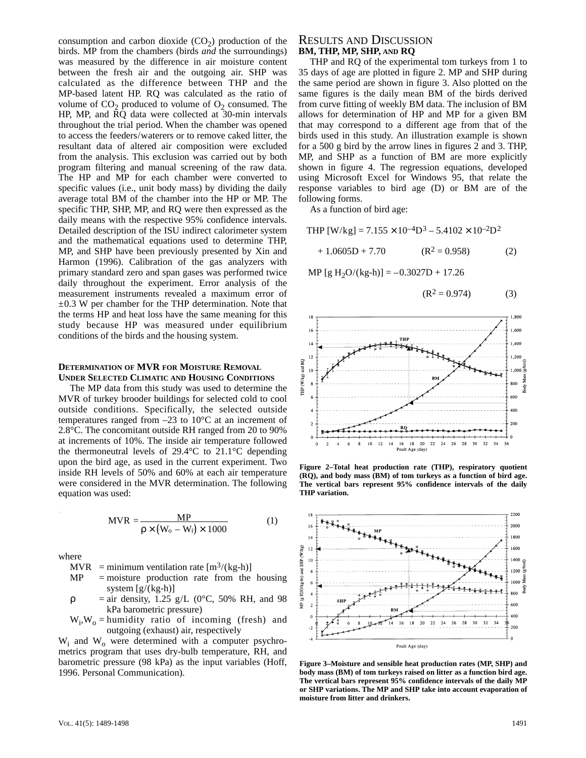consumption and carbon dioxide ($CO_2$) production of the birds. MP from the chambers (birds *and* the surroundings) was measured by the difference in air moisture content between the fresh air and the outgoing air. SHP was calculated as the difference between THP and the MP-based latent HP. RQ was calculated as the ratio of volume of $CO_2$ produced to volume of $O_2$ consumed. The HP, MP, and RQ data were collected at 30-min intervals throughout the trial period. When the chamber was opened to access the feeders/waterers or to remove caked litter, the resultant data of altered air composition were excluded from the analysis. This exclusion was carried out by both program filtering and manual screening of the raw data. The HP and MP for each chamber were converted to specific values (i.e., unit body mass) by dividing the daily average total BM of the chamber into the HP or MP. The specific THP, SHP, MP, and RQ were then expressed as the daily means with the respective 95% confidence intervals. Detailed description of the ISU indirect calorimeter system and the mathematical equations used to determine THP, MP, and SHP have been previously presented by Xin and Harmon (1996). Calibration of the gas analyzers with primary standard zero and span gases was performed twice daily throughout the experiment. Error analysis of the measurement instruments revealed a maximum error of ±0.3 W per chamber for the THP determination. Note that the terms HP and heat loss have the same meaning for this study because HP was measured under equilibrium conditions of the birds and the housing system.

### Determination of MVR for Moisture Removal Under Selected Climatic and Housing Conditions

The MP data from this study was used to determine the MVR of turkey brooder buildings for selected cold to cool outside conditions. Specifically, the selected outside temperatures ranged from –23 to 10°C at an increment of 2.8°C. The concomitant outside RH ranged from 20 to 90% at increments of 10%. The inside air temperature followed the thermoneutral levels of 29.4°C to 21.1°C depending upon the bird age, as used in the current experiment. Two inside RH levels of 50% and 60% at each air temperature were considered in the MVR determination. The following equation was used:

$$\text{MVR} = \frac{\text{MP}}{\rho \times (W_o - W_i) \times 1000} \qquad (1)$$

where

- MVR = minimum ventilation rate [$m^3/(kg\text{-}h)$]
- MP = moisture production rate from the housing system [g/(kg-h)]
- $\rho$ = air density, 1.25 g/L (0°C, 50% RH, and 98 kPa barometric pressure)
- $W_i$, $W_o$ = humidity ratio of incoming (fresh) and outgoing (exhaust) air, respectively

$W_i$ and $W_o$ were determined with a computer psychrometrics program that uses dry-bulb temperature, RH, and barometric pressure (98 kPa) as the input variables (Hoff, 1996. Personal Communication).

## Results and Discussion

### BM, THP, MP, SHP, and RQ

THP and RQ of the experimental tom turkeys from 1 to 35 days of age are plotted in figure 2. MP and SHP during the same period are shown in figure 3. Also plotted on the same figures is the daily mean BM of the birds derived from curve fitting of weekly BM data. The inclusion of BM allows for determination of HP and MP for a given BM that may correspond to a different age from that of the birds used in this study. An illustration example is shown for a 500 g bird by the arrow lines in figures 2 and 3. THP, MP, and SHP as a function of BM are more explicitly shown in figure 4. The regression equations, developed using Microsoft Excel for Windows 95, that relate the response variables to bird age (D) or BM are of the following forms.

As a function of bird age:

$$\text{THP [W/kg]} = 7.155 \times 10^{-4}D^3 - 5.4102 \times 10^{-2}D^2 + 1.0605D + 7.70 \qquad (R^2 = 0.958) \qquad (2)$$

$$\text{MP [g } H_2O/(kg\text{-}h)] = -0.3027D + 17.26 \qquad (R^2 = 0.974) \qquad (3)$$

Figure 2–Total heat production rate (THP), respiratory quotient (RQ), and body mass (BM) of tom turkeys as a function of bird age. The vertical bars represent 95% confidence intervals of the daily THP variation.

Figure 3–Moisture and sensible heat production rates (MP, SHP) and body mass (BM) of tom turkeys raised on litter as a function bird age. The vertical bars represent 95% confidence intervals of the daily MP or SHP variations. The MP and SHP take into account evaporation of moisture from litter and drinkers.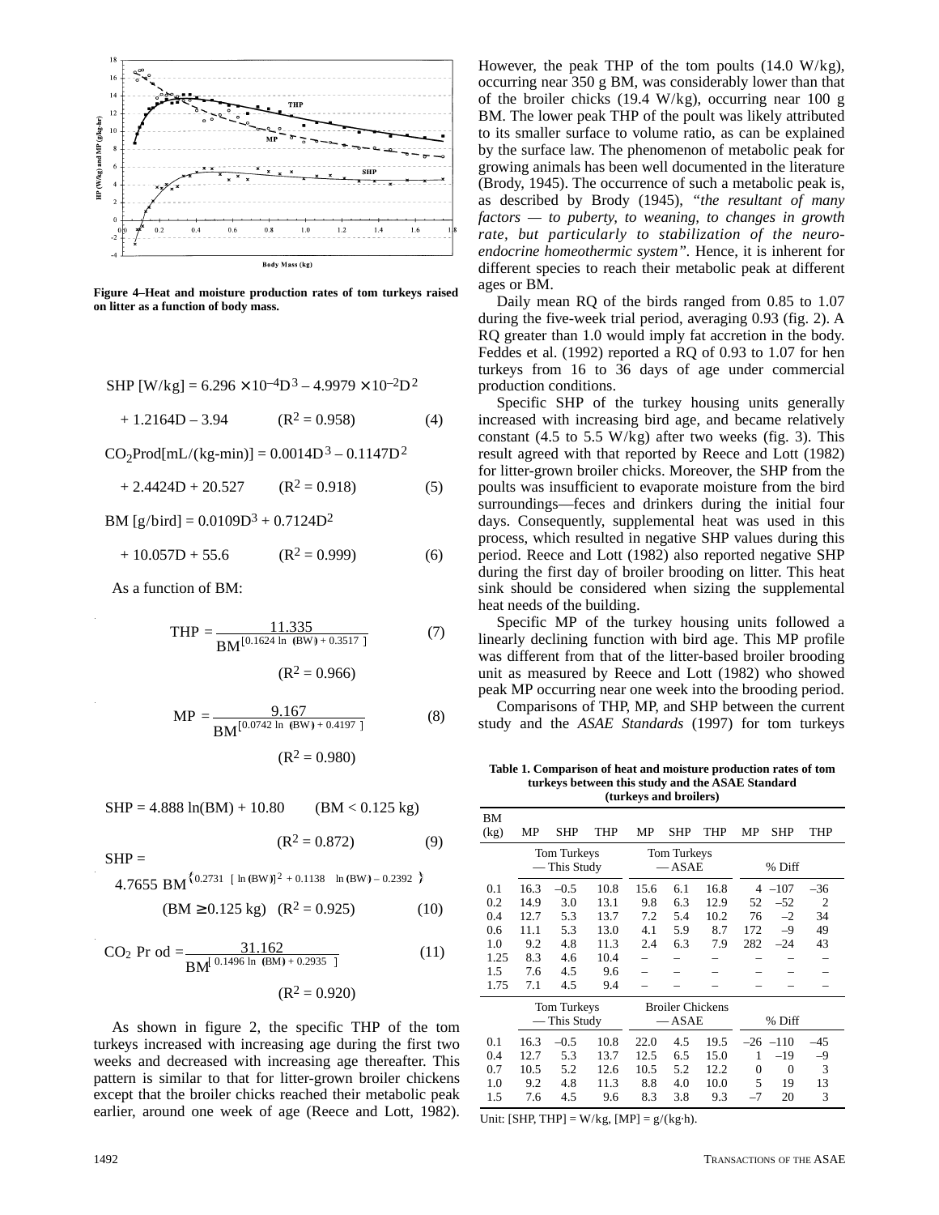Figure 4–Heat and moisture production rates of tom turkeys raised on litter as a function of body mass.

$$\text{SHP [W/kg]} = 6.296 \times 10^{-4}D^3 - 4.9979 \times 10^{-2}D^2 + 1.2164D - 3.94 \qquad (R^2 = 0.958) \qquad (4)$$

$$CO_2\text{Prod[mL/(kg-min)]} = 0.0014D^3 - 0.1147D^2 + 2.4424D + 20.527 \qquad (R^2 = 0.918) \qquad (5)$$

$$\text{BM [g/bird]} = 0.0109D^3 + 0.7124D^2 + 10.057D + 55.6 \qquad (R^2 = 0.999) \qquad (6)$$

As a function of BM:

$$\text{THP} = \frac{11.335}{\text{BM}^{[0.1624 \ln(\text{BW}) + 0.3517]}} \qquad (7)$$

$$(R^2 = 0.966)$$

$$\text{MP} = \frac{9.167}{\text{BM}^{[0.0742 \ln(\text{BW}) + 0.4197]}} \qquad (8)$$

$$(R^2 = 0.980)$$

$$\text{SHP} = 4.888 \ln(\text{BM}) + 10.80 \qquad (\text{BM} < 0.125 \text{ kg}) \qquad (R^2 = 0.872) \qquad (9)$$

$$\text{SHP} = 4.7655\, \text{BM}^{\{0.2731 [\ln(\text{BW})]^2 + 0.1138 \ln(\text{BW}) - 0.2392\}} \qquad (\text{BM} \geq 0.125 \text{ kg}) \quad (R^2 = 0.925) \qquad (10)$$

$$CO_2 \text{ Prod} = \frac{31.162}{\text{BM}^{[0.1496 \ln(\text{BM}) + 0.2935]}} \qquad (11)$$

$$(R^2 = 0.920)$$

As shown in figure 2, the specific THP of the tom turkeys increased with increasing age during the first two weeks and decreased with increasing age thereafter. This pattern is similar to that for litter-grown broiler chickens except that the broiler chicks reached their metabolic peak earlier, around one week of age (Reece and Lott, 1982). However, the peak THP of the tom poults (14.0 W/kg), occurring near 350 g BM, was considerably lower than that of the broiler chicks (19.4 W/kg), occurring near 100 g BM. The lower peak THP of the poult was likely attributed to its smaller surface to volume ratio, as can be explained by the surface law. The phenomenon of metabolic peak for growing animals has been well documented in the literature (Brody, 1945). The occurrence of such a metabolic peak is, as described by Brody (1945), *"the resultant of many factors — to puberty, to weaning, to changes in growth rate, but particularly to stabilization of the neuro-endocrine homeothermic system"*. Hence, it is inherent for different species to reach their metabolic peak at different ages or BM.

Daily mean RQ of the birds ranged from 0.85 to 1.07 during the five-week trial period, averaging 0.93 (fig. 2). A RQ greater than 1.0 would imply fat accretion in the body. Feddes et al. (1992) reported a RQ of 0.93 to 1.07 for hen turkeys from 16 to 36 days of age under commercial production conditions.

Specific SHP of the turkey housing units generally increased with increasing bird age, and became relatively constant (4.5 to 5.5 W/kg) after two weeks (fig. 3). This result agreed with that reported by Reece and Lott (1982) for litter-grown broiler chicks. Moreover, the SHP from the poults was insufficient to evaporate moisture from the bird surroundings—feces and drinkers during the initial four days. Consequently, supplemental heat was used in this process, which resulted in negative SHP values during this period. Reece and Lott (1982) also reported negative SHP during the first day of broiler brooding on litter. This heat sink should be considered when sizing the supplemental heat needs of the building.

Specific MP of the turkey housing units followed a linearly declining function with bird age. This MP profile was different from that of the litter-based broiler brooding unit as measured by Reece and Lott (1982) who showed peak MP occurring near one week into the brooding period.

Comparisons of THP, MP, and SHP between the current study and the *ASAE Standards* (1997) for tom turkeys

**Table 1. Comparison of heat and moisture production rates of tom turkeys between this study and the ASAE Standard (turkeys and broilers)**

| BM (kg) | MP | SHP | THP | MP | SHP | THP | MP | SHP | THP |
|---|---|---|---|---|---|---|---|---|---|
| | Tom Turkeys — This Study | | | Tom Turkeys — ASAE | | | % Diff | | |
| 0.1 | 16.3 | –0.5 | 10.8 | 15.6 | 6.1 | 16.8 | 4 | –107 | –36 |
| 0.2 | 14.9 | 3.0 | 13.1 | 9.8 | 6.3 | 12.9 | 52 | –52 | 2 |
| 0.4 | 12.7 | 5.3 | 13.7 | 7.2 | 5.4 | 10.2 | 76 | –2 | 34 |
| 0.6 | 11.1 | 5.3 | 13.0 | 4.1 | 5.9 | 8.7 | 172 | –9 | 49 |
| 1.0 | 9.2 | 4.8 | 11.3 | 2.4 | 6.3 | 7.9 | 282 | –24 | 43 |
| 1.25 | 8.3 | 4.6 | 10.4 | – | – | – | – | – | – |
| 1.5 | 7.6 | 4.5 | 9.6 | – | – | – | – | – | – |
| 1.75 | 7.1 | 4.5 | 9.4 | – | – | – | – | – | – |
| | Tom Turkeys — This Study | | | Broiler Chickens — ASAE | | | % Diff | | |
| 0.1 | 16.3 | –0.5 | 10.8 | 22.0 | 4.5 | 19.5 | –26 | –110 | –45 |
| 0.4 | 12.7 | 5.3 | 13.7 | 12.5 | 6.5 | 15.0 | 1 | –19 | –9 |
| 0.7 | 10.5 | 5.2 | 12.6 | 10.5 | 5.2 | 12.2 | 0 | 0 | 3 |
| 1.0 | 9.2 | 4.8 | 11.3 | 8.8 | 4.0 | 10.0 | 5 | 19 | 13 |
| 1.5 | 7.6 | 4.5 | 9.6 | 8.3 | 3.8 | 9.3 | –7 | 20 | 3 |

Unit: [SHP, THP] = W/kg, [MP] = g/(kg·h).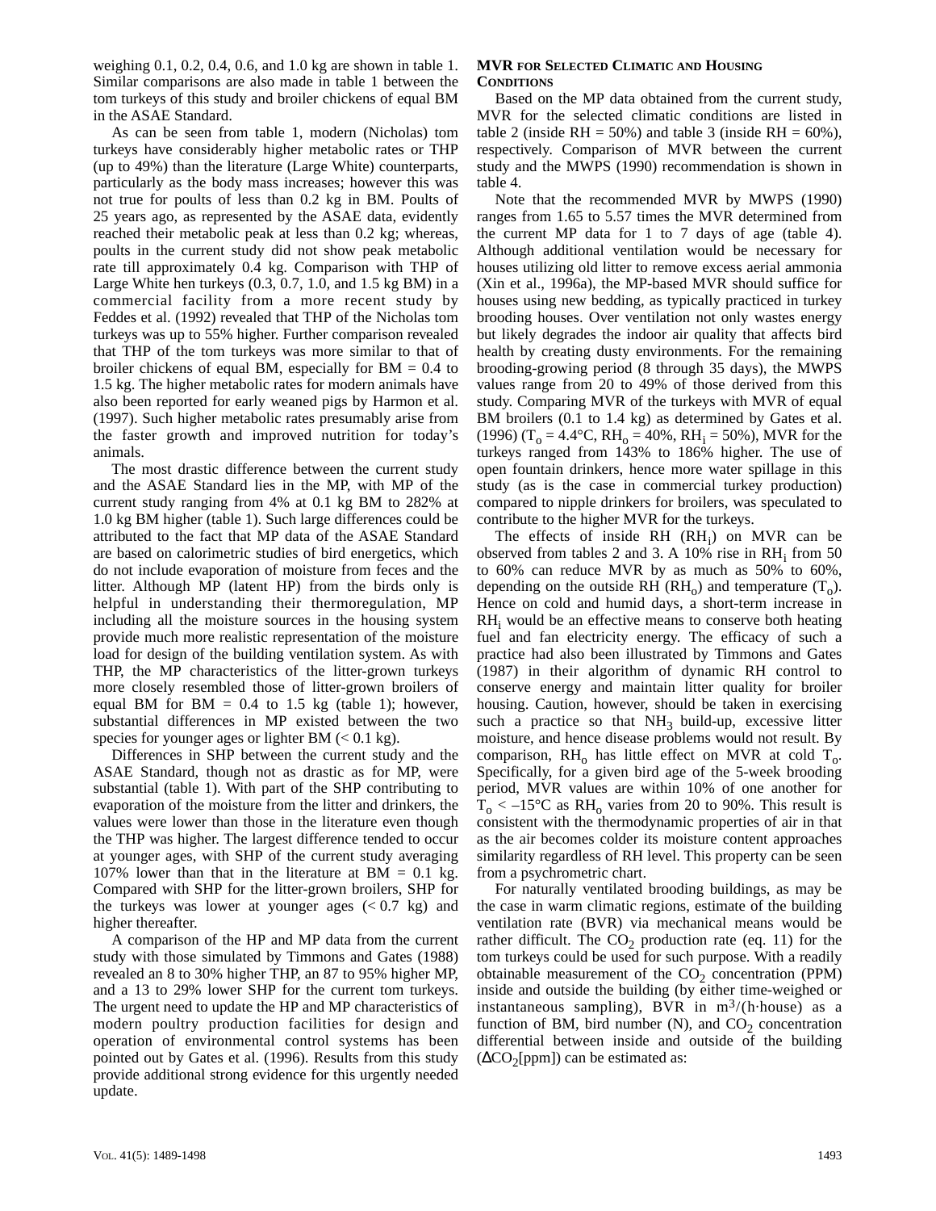weighing 0.1, 0.2, 0.4, 0.6, and 1.0 kg are shown in table 1. Similar comparisons are also made in table 1 between the tom turkeys of this study and broiler chickens of equal BM in the ASAE Standard.

As can be seen from table 1, modern (Nicholas) tom turkeys have considerably higher metabolic rates or THP (up to 49%) than the literature (Large White) counterparts, particularly as the body mass increases; however this was not true for poults of less than 0.2 kg in BM. Poults of 25 years ago, as represented by the ASAE data, evidently reached their metabolic peak at less than 0.2 kg; whereas, poults in the current study did not show peak metabolic rate till approximately 0.4 kg. Comparison with THP of Large White hen turkeys (0.3, 0.7, 1.0, and 1.5 kg BM) in a commercial facility from a more recent study by Feddes et al. (1992) revealed that THP of the Nicholas tom turkeys was up to 55% higher. Further comparison revealed that THP of the tom turkeys was more similar to that of broiler chickens of equal BM, especially for BM = 0.4 to 1.5 kg. The higher metabolic rates for modern animals have also been reported for early weaned pigs by Harmon et al. (1997). Such higher metabolic rates presumably arise from the faster growth and improved nutrition for today's animals.

The most drastic difference between the current study and the ASAE Standard lies in the MP, with MP of the current study ranging from 4% at 0.1 kg BM to 282% at 1.0 kg BM higher (table 1). Such large differences could be attributed to the fact that MP data of the ASAE Standard are based on calorimetric studies of bird energetics, which do not include evaporation of moisture from feces and the litter. Although MP (latent HP) from the birds only is helpful in understanding their thermoregulation, MP including all the moisture sources in the housing system provide much more realistic representation of the moisture load for design of the building ventilation system. As with THP, the MP characteristics of the litter-grown turkeys more closely resembled those of litter-grown broilers of equal BM for BM = 0.4 to 1.5 kg (table 1); however, substantial differences in MP existed between the two species for younger ages or lighter BM (< 0.1 kg).

Differences in SHP between the current study and the ASAE Standard, though not as drastic as for MP, were substantial (table 1). With part of the SHP contributing to evaporation of the moisture from the litter and drinkers, the values were lower than those in the literature even though the THP was higher. The largest difference tended to occur at younger ages, with SHP of the current study averaging 107% lower than that in the literature at BM = 0.1 kg. Compared with SHP for the litter-grown broilers, SHP for the turkeys was lower at younger ages (< 0.7 kg) and higher thereafter.

A comparison of the HP and MP data from the current study with those simulated by Timmons and Gates (1988) revealed an 8 to 30% higher THP, an 87 to 95% higher MP, and a 13 to 29% lower SHP for the current tom turkeys. The urgent need to update the HP and MP characteristics of modern poultry production facilities for design and operation of environmental control systems has been pointed out by Gates et al. (1996). Results from this study provide additional strong evidence for this urgently needed update.

### MVR for Selected Climatic and Housing Conditions

Based on the MP data obtained from the current study, MVR for the selected climatic conditions are listed in table 2 (inside RH = 50%) and table 3 (inside RH = 60%), respectively. Comparison of MVR between the current study and the MWPS (1990) recommendation is shown in table 4.

Note that the recommended MVR by MWPS (1990) ranges from 1.65 to 5.57 times the MVR determined from the current MP data for 1 to 7 days of age (table 4). Although additional ventilation would be necessary for houses utilizing old litter to remove excess aerial ammonia (Xin et al., 1996a), the MP-based MVR should suffice for houses using new bedding, as typically practiced in turkey brooding houses. Over ventilation not only wastes energy but likely degrades the indoor air quality that affects bird health by creating dusty environments. For the remaining brooding-growing period (8 through 35 days), the MWPS values range from 20 to 49% of those derived from this study. Comparing MVR of the turkeys with MVR of equal BM broilers (0.1 to 1.4 kg) as determined by Gates et al. (1996) ($T_o$ = 4.4°C, $RH_o$ = 40%, $RH_i$ = 50%), MVR for the turkeys ranged from 143% to 186% higher. The use of open fountain drinkers, hence more water spillage in this study (as is the case in commercial turkey production) compared to nipple drinkers for broilers, was speculated to contribute to the higher MVR for the turkeys.

The effects of inside RH ($RH_i$) on MVR can be observed from tables 2 and 3. A 10% rise in $RH_i$ from 50 to 60% can reduce MVR by as much as 50% to 60%, depending on the outside RH ($RH_o$) and temperature ($T_o$). Hence on cold and humid days, a short-term increase in $RH_i$ would be an effective means to conserve both heating fuel and fan electricity energy. The efficacy of such a practice had also been illustrated by Timmons and Gates (1987) in their algorithm of dynamic RH control to conserve energy and maintain litter quality for broiler housing. Caution, however, should be taken in exercising such a practice so that $NH_3$ build-up, excessive litter moisture, and hence disease problems would not result. By comparison, $RH_o$ has little effect on MVR at cold $T_o$. Specifically, for a given bird age of the 5-week brooding period, MVR values are within 10% of one another for $T_o < -15$°C as $RH_o$ varies from 20 to 90%. This result is consistent with the thermodynamic properties of air in that as the air becomes colder its moisture content approaches similarity regardless of RH level. This property can be seen from a psychrometric chart.

For naturally ventilated brooding buildings, as may be the case in warm climatic regions, estimate of the building ventilation rate (BVR) via mechanical means would be rather difficult. The $CO_2$ production rate (eq. 11) for the tom turkeys could be used for such purpose. With a readily obtainable measurement of the $CO_2$ concentration (PPM) inside and outside the building (by either time-weighed or instantaneous sampling), BVR in $m^3/(h \cdot house)$ as a function of BM, bird number (N), and $CO_2$ concentration differential between inside and outside of the building ($\Delta CO_2$[ppm]) can be estimated as: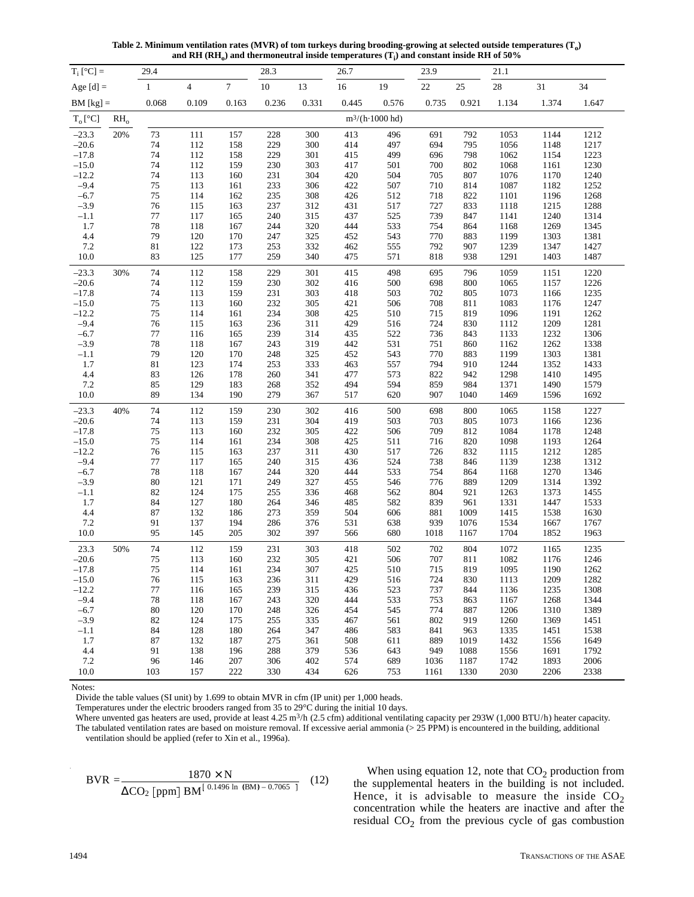**Table 2. Minimum ventilation rates (MVR) of tom turkeys during brooding-growing at selected outside temperatures ($T_o$) and RH ($RH_o$) and thermoneutral inside temperatures ($T_i$) and constant inside RH of 50%**

| $T_i$ [°C] = | | 29.4 | | | 28.3 | | 26.7 | | 23.9 | | 21.1 | | |
|---|---|---|---|---|---|---|---|---|---|---|---|---|---|
| Age [d] = | | 1 | 4 | 7 | 10 | 13 | 16 | 19 | 22 | 25 | 28 | 31 | 34 |
| BM [kg] = | | 0.068 | 0.109 | 0.163 | 0.236 | 0.331 | 0.445 | 0.576 | 0.735 | 0.921 | 1.134 | 1.374 | 1.647 |
| $T_o$ [°C] | $RH_o$ | $m^3/(h{\cdot}1000\ hd)$ | | | | | | | | | | | |
| –23.3 | 20% | 73 | 111 | 157 | 228 | 300 | 413 | 496 | 691 | 792 | 1053 | 1144 | 1212 |
| –20.6 | | 74 | 112 | 158 | 229 | 300 | 414 | 497 | 694 | 795 | 1056 | 1148 | 1217 |
| –17.8 | | 74 | 112 | 158 | 229 | 301 | 415 | 499 | 696 | 798 | 1062 | 1154 | 1223 |
| –15.0 | | 74 | 112 | 159 | 230 | 303 | 417 | 501 | 700 | 802 | 1068 | 1161 | 1230 |
| –12.2 | | 74 | 113 | 160 | 231 | 304 | 420 | 504 | 705 | 807 | 1076 | 1170 | 1240 |
| –9.4 | | 75 | 113 | 161 | 233 | 306 | 422 | 507 | 710 | 814 | 1087 | 1182 | 1252 |
| –6.7 | | 75 | 114 | 162 | 235 | 308 | 426 | 512 | 718 | 822 | 1101 | 1196 | 1268 |
| –3.9 | | 76 | 115 | 163 | 237 | 312 | 431 | 517 | 727 | 833 | 1118 | 1215 | 1288 |
| –1.1 | | 77 | 117 | 165 | 240 | 315 | 437 | 525 | 739 | 847 | 1141 | 1240 | 1314 |
| 1.7 | | 78 | 118 | 167 | 244 | 320 | 444 | 533 | 754 | 864 | 1168 | 1269 | 1345 |
| 4.4 | | 79 | 120 | 170 | 247 | 325 | 452 | 543 | 770 | 883 | 1199 | 1303 | 1381 |
| 7.2 | | 81 | 122 | 173 | 253 | 332 | 462 | 555 | 792 | 907 | 1239 | 1347 | 1427 |
| 10.0 | | 83 | 125 | 177 | 259 | 340 | 475 | 571 | 818 | 938 | 1291 | 1403 | 1487 |
| –23.3 | 30% | 74 | 112 | 158 | 229 | 301 | 415 | 498 | 695 | 796 | 1059 | 1151 | 1220 |
| –20.6 | | 74 | 112 | 159 | 230 | 302 | 416 | 500 | 698 | 800 | 1065 | 1157 | 1226 |
| –17.8 | | 74 | 113 | 159 | 231 | 303 | 418 | 503 | 702 | 805 | 1073 | 1166 | 1235 |
| –15.0 | | 75 | 113 | 160 | 232 | 305 | 421 | 506 | 708 | 811 | 1083 | 1176 | 1247 |
| –12.2 | | 75 | 114 | 161 | 234 | 308 | 425 | 510 | 715 | 819 | 1096 | 1191 | 1262 |
| –9.4 | | 76 | 115 | 163 | 236 | 311 | 429 | 516 | 724 | 830 | 1112 | 1209 | 1281 |
| –6.7 | | 77 | 116 | 165 | 239 | 314 | 435 | 522 | 736 | 843 | 1133 | 1232 | 1306 |
| –3.9 | | 78 | 118 | 167 | 243 | 319 | 442 | 531 | 751 | 860 | 1162 | 1262 | 1338 |
| –1.1 | | 79 | 120 | 170 | 248 | 325 | 452 | 543 | 770 | 883 | 1199 | 1303 | 1381 |
| 1.7 | | 81 | 123 | 174 | 253 | 333 | 463 | 557 | 794 | 910 | 1244 | 1352 | 1433 |
| 4.4 | | 83 | 126 | 178 | 260 | 341 | 477 | 573 | 822 | 942 | 1298 | 1410 | 1495 |
| 7.2 | | 85 | 129 | 183 | 268 | 352 | 494 | 594 | 859 | 984 | 1371 | 1490 | 1579 |
| 10.0 | | 89 | 134 | 190 | 279 | 367 | 517 | 620 | 907 | 1040 | 1469 | 1596 | 1692 |
| –23.3 | 40% | 74 | 112 | 159 | 230 | 302 | 416 | 500 | 698 | 800 | 1065 | 1158 | 1227 |
| –20.6 | | 74 | 113 | 159 | 231 | 304 | 419 | 503 | 703 | 805 | 1073 | 1166 | 1236 |
| –17.8 | | 75 | 113 | 160 | 232 | 305 | 422 | 506 | 709 | 812 | 1084 | 1178 | 1248 |
| –15.0 | | 75 | 114 | 161 | 234 | 308 | 425 | 511 | 716 | 820 | 1098 | 1193 | 1264 |
| –12.2 | | 76 | 115 | 163 | 237 | 311 | 430 | 517 | 726 | 832 | 1115 | 1212 | 1285 |
| –9.4 | | 77 | 117 | 165 | 240 | 315 | 436 | 524 | 738 | 846 | 1139 | 1238 | 1312 |
| –6.7 | | 78 | 118 | 167 | 244 | 320 | 444 | 533 | 754 | 864 | 1168 | 1270 | 1346 |
| –3.9 | | 80 | 121 | 171 | 249 | 327 | 455 | 546 | 776 | 889 | 1209 | 1314 | 1392 |
| –1.1 | | 82 | 124 | 175 | 255 | 336 | 468 | 562 | 804 | 921 | 1263 | 1373 | 1455 |
| 1.7 | | 84 | 127 | 180 | 264 | 346 | 485 | 582 | 839 | 961 | 1331 | 1447 | 1533 |
| 4.4 | | 87 | 132 | 186 | 273 | 359 | 504 | 606 | 881 | 1009 | 1415 | 1538 | 1630 |
| 7.2 | | 91 | 137 | 194 | 286 | 376 | 531 | 638 | 939 | 1076 | 1534 | 1667 | 1767 |
| 10.0 | | 95 | 145 | 205 | 302 | 397 | 566 | 680 | 1018 | 1167 | 1704 | 1852 | 1963 |
| 23.3 | 50% | 74 | 112 | 159 | 231 | 303 | 418 | 502 | 702 | 804 | 1072 | 1165 | 1235 |
| –20.6 | | 75 | 113 | 160 | 232 | 305 | 421 | 506 | 707 | 811 | 1082 | 1176 | 1246 |
| –17.8 | | 75 | 114 | 161 | 234 | 307 | 425 | 510 | 715 | 819 | 1095 | 1190 | 1262 |
| –15.0 | | 76 | 115 | 163 | 236 | 311 | 429 | 516 | 724 | 830 | 1113 | 1209 | 1282 |
| –12.2 | | 77 | 116 | 165 | 239 | 315 | 436 | 523 | 737 | 844 | 1136 | 1235 | 1308 |
| –9.4 | | 78 | 118 | 167 | 243 | 320 | 444 | 533 | 753 | 863 | 1167 | 1268 | 1344 |
| –6.7 | | 80 | 120 | 170 | 248 | 326 | 454 | 545 | 774 | 887 | 1206 | 1310 | 1389 |
| –3.9 | | 82 | 124 | 175 | 255 | 335 | 467 | 561 | 802 | 919 | 1260 | 1369 | 1451 |
| –1.1 | | 84 | 128 | 180 | 264 | 347 | 486 | 583 | 841 | 963 | 1335 | 1451 | 1538 |
| 1.7 | | 87 | 132 | 187 | 275 | 361 | 508 | 611 | 889 | 1019 | 1432 | 1556 | 1649 |
| 4.4 | | 91 | 138 | 196 | 288 | 379 | 536 | 643 | 949 | 1088 | 1556 | 1691 | 1792 |
| 7.2 | | 96 | 146 | 207 | 306 | 402 | 574 | 689 | 1036 | 1187 | 1742 | 1893 | 2006 |
| 10.0 | | 103 | 157 | 222 | 330 | 434 | 626 | 753 | 1161 | 1330 | 2030 | 2206 | 2338 |

Notes:

Divide the table values (SI unit) by 1.699 to obtain MVR in cfm (IP unit) per 1,000 heads.

Temperatures under the electric brooders ranged from 35 to 29°C during the initial 10 days.

Where unvented gas heaters are used, provide at least 4.25 $m^3/h$ (2.5 cfm) additional ventilating capacity per 293W (1,000 BTU/h) heater capacity.

The tabulated ventilation rates are based on moisture removal. If excessive aerial ammonia (> 25 PPM) is encountered in the building, additional ventilation should be applied (refer to Xin et al., 1996a).

$$BVR = \frac{1870 \times N}{\Delta CO_2\ [ppm]\ BM^{[0.1496 \ln (BM) - 0.7065]}} \quad (12)$$

When using equation 12, note that $CO_2$ production from the supplemental heaters in the building is not included. Hence, it is advisable to measure the inside $CO_2$ concentration while the heaters are inactive and after the residual $CO_2$ from the previous cycle of gas combustion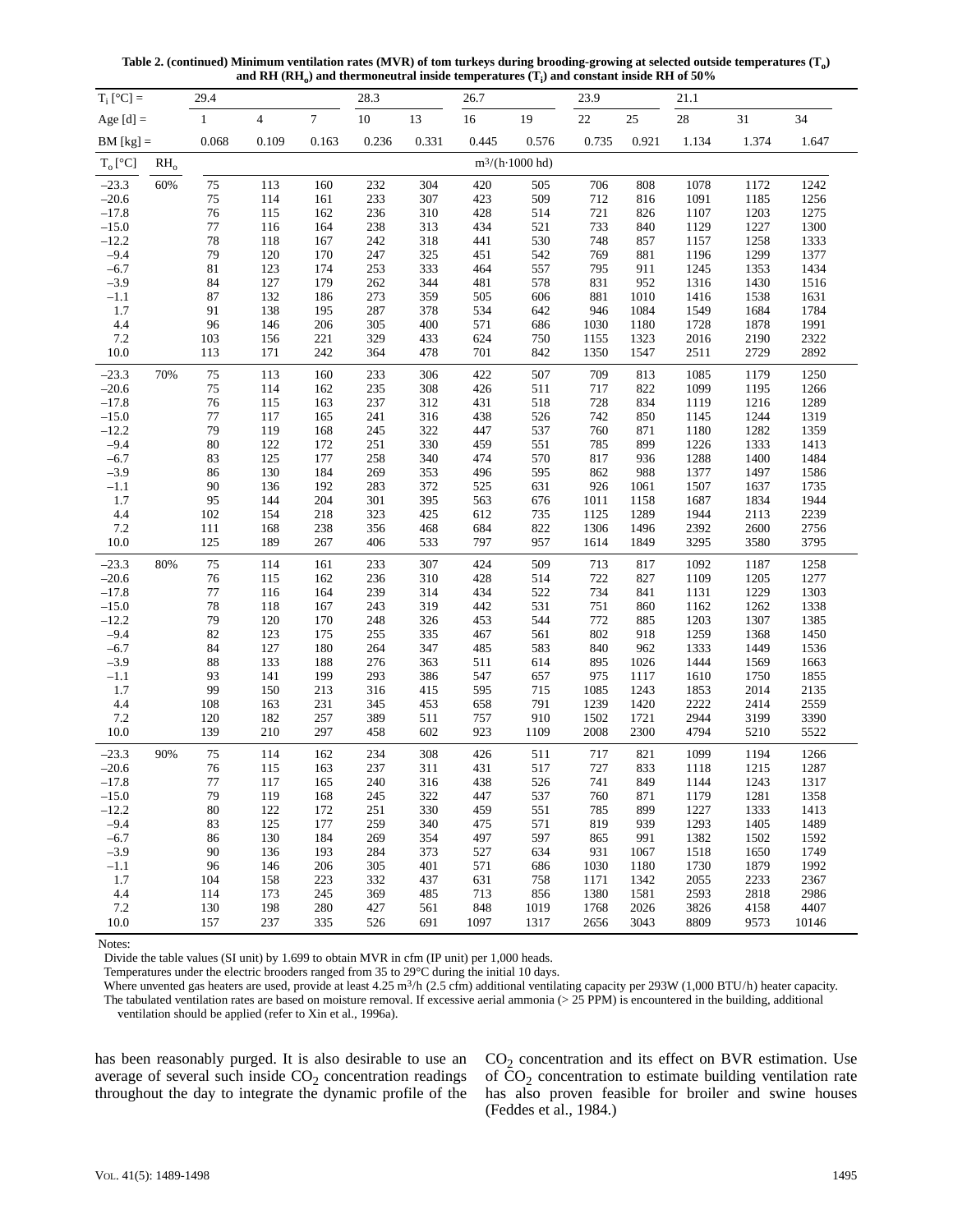**Table 2. (continued) Minimum ventilation rates (MVR) of tom turkeys during brooding-growing at selected outside temperatures ($T_o$) and RH ($RH_o$) and thermoneutral inside temperatures ($T_i$) and constant inside RH of 50%**

| $T_i$ [°C] = | | 29.4 | | | 28.3 | | 26.7 | | 23.9 | | 21.1 | | |
|---|---|---|---|---|---|---|---|---|---|---|---|---|---|
| Age [d] = | | 1 | 4 | 7 | 10 | 13 | 16 | 19 | 22 | 25 | 28 | 31 | 34 |
| BM [kg] = | | 0.068 | 0.109 | 0.163 | 0.236 | 0.331 | 0.445 | 0.576 | 0.735 | 0.921 | 1.134 | 1.374 | 1.647 |
| $T_o$ [°C] | $RH_o$ | m³/(h·1000 hd) | | | | | | | | | | | |
| –23.3 | 60% | 75 | 113 | 160 | 232 | 304 | 420 | 505 | 706 | 808 | 1078 | 1172 | 1242 |
| –20.6 | | 75 | 114 | 161 | 233 | 307 | 423 | 509 | 712 | 816 | 1091 | 1185 | 1256 |
| –17.8 | | 76 | 115 | 162 | 236 | 310 | 428 | 514 | 721 | 826 | 1107 | 1203 | 1275 |
| –15.0 | | 77 | 116 | 164 | 238 | 313 | 434 | 521 | 733 | 840 | 1129 | 1227 | 1300 |
| –12.2 | | 78 | 118 | 167 | 242 | 318 | 441 | 530 | 748 | 857 | 1157 | 1258 | 1333 |
| –9.4 | | 79 | 120 | 170 | 247 | 325 | 451 | 542 | 769 | 881 | 1196 | 1299 | 1377 |
| –6.7 | | 81 | 123 | 174 | 253 | 333 | 464 | 557 | 795 | 911 | 1245 | 1353 | 1434 |
| –3.9 | | 84 | 127 | 179 | 262 | 344 | 481 | 578 | 831 | 952 | 1316 | 1430 | 1516 |
| –1.1 | | 87 | 132 | 186 | 273 | 359 | 505 | 606 | 881 | 1010 | 1416 | 1538 | 1631 |
| 1.7 | | 91 | 138 | 195 | 287 | 378 | 534 | 642 | 946 | 1084 | 1549 | 1684 | 1784 |
| 4.4 | | 96 | 146 | 206 | 305 | 400 | 571 | 686 | 1030 | 1180 | 1728 | 1878 | 1991 |
| 7.2 | | 103 | 156 | 221 | 329 | 433 | 624 | 750 | 1155 | 1323 | 2016 | 2190 | 2322 |
| 10.0 | | 113 | 171 | 242 | 364 | 478 | 701 | 842 | 1350 | 1547 | 2511 | 2729 | 2892 |
| –23.3 | 70% | 75 | 113 | 160 | 233 | 306 | 422 | 507 | 709 | 813 | 1085 | 1179 | 1250 |
| –20.6 | | 75 | 114 | 162 | 235 | 308 | 426 | 511 | 717 | 822 | 1099 | 1195 | 1266 |
| –17.8 | | 76 | 115 | 163 | 237 | 312 | 431 | 518 | 728 | 834 | 1119 | 1216 | 1289 |
| –15.0 | | 77 | 117 | 165 | 241 | 316 | 438 | 526 | 742 | 850 | 1145 | 1244 | 1319 |
| –12.2 | | 79 | 119 | 168 | 245 | 322 | 447 | 537 | 760 | 871 | 1180 | 1282 | 1359 |
| –9.4 | | 80 | 122 | 172 | 251 | 330 | 459 | 551 | 785 | 899 | 1226 | 1333 | 1413 |
| –6.7 | | 83 | 125 | 177 | 258 | 340 | 474 | 570 | 817 | 936 | 1288 | 1400 | 1484 |
| –3.9 | | 86 | 130 | 184 | 269 | 353 | 496 | 595 | 862 | 988 | 1377 | 1497 | 1586 |
| –1.1 | | 90 | 136 | 192 | 283 | 372 | 525 | 631 | 926 | 1061 | 1507 | 1637 | 1735 |
| 1.7 | | 95 | 144 | 204 | 301 | 395 | 563 | 676 | 1011 | 1158 | 1687 | 1834 | 1944 |
| 4.4 | | 102 | 154 | 218 | 323 | 425 | 612 | 735 | 1125 | 1289 | 1944 | 2113 | 2239 |
| 7.2 | | 111 | 168 | 238 | 356 | 468 | 684 | 822 | 1306 | 1496 | 2392 | 2600 | 2756 |
| 10.0 | | 125 | 189 | 267 | 406 | 533 | 797 | 957 | 1614 | 1849 | 3295 | 3580 | 3795 |
| –23.3 | 80% | 75 | 114 | 161 | 233 | 307 | 424 | 509 | 713 | 817 | 1092 | 1187 | 1258 |
| –20.6 | | 76 | 115 | 162 | 236 | 310 | 428 | 514 | 722 | 827 | 1109 | 1205 | 1277 |
| –17.8 | | 77 | 116 | 164 | 239 | 314 | 434 | 522 | 734 | 841 | 1131 | 1229 | 1303 |
| –15.0 | | 78 | 118 | 167 | 243 | 319 | 442 | 531 | 751 | 860 | 1162 | 1262 | 1338 |
| –12.2 | | 79 | 120 | 170 | 248 | 326 | 453 | 544 | 772 | 885 | 1203 | 1307 | 1385 |
| –9.4 | | 82 | 123 | 175 | 255 | 335 | 467 | 561 | 802 | 918 | 1259 | 1368 | 1450 |
| –6.7 | | 84 | 127 | 180 | 264 | 347 | 485 | 583 | 840 | 962 | 1333 | 1449 | 1536 |
| –3.9 | | 88 | 133 | 188 | 276 | 363 | 511 | 614 | 895 | 1026 | 1444 | 1569 | 1663 |
| –1.1 | | 93 | 141 | 199 | 293 | 386 | 547 | 657 | 975 | 1117 | 1610 | 1750 | 1855 |
| 1.7 | | 99 | 150 | 213 | 316 | 415 | 595 | 715 | 1085 | 1243 | 1853 | 2014 | 2135 |
| 4.4 | | 108 | 163 | 231 | 345 | 453 | 658 | 791 | 1239 | 1420 | 2222 | 2414 | 2559 |
| 7.2 | | 120 | 182 | 257 | 389 | 511 | 757 | 910 | 1502 | 1721 | 2944 | 3199 | 3390 |
| 10.0 | | 139 | 210 | 297 | 458 | 602 | 923 | 1109 | 2008 | 2300 | 4794 | 5210 | 5522 |
| –23.3 | 90% | 75 | 114 | 162 | 234 | 308 | 426 | 511 | 717 | 821 | 1099 | 1194 | 1266 |
| –20.6 | | 76 | 115 | 163 | 237 | 311 | 431 | 517 | 727 | 833 | 1118 | 1215 | 1287 |
| –17.8 | | 77 | 117 | 165 | 240 | 316 | 438 | 526 | 741 | 849 | 1144 | 1243 | 1317 |
| –15.0 | | 79 | 119 | 168 | 245 | 322 | 447 | 537 | 760 | 871 | 1179 | 1281 | 1358 |
| –12.2 | | 80 | 122 | 172 | 251 | 330 | 459 | 551 | 785 | 899 | 1227 | 1333 | 1413 |
| –9.4 | | 83 | 125 | 177 | 259 | 340 | 475 | 571 | 819 | 939 | 1293 | 1405 | 1489 |
| –6.7 | | 86 | 130 | 184 | 269 | 354 | 497 | 597 | 865 | 991 | 1382 | 1502 | 1592 |
| –3.9 | | 90 | 136 | 193 | 284 | 373 | 527 | 634 | 931 | 1067 | 1518 | 1650 | 1749 |
| –1.1 | | 96 | 146 | 206 | 305 | 401 | 571 | 686 | 1030 | 1180 | 1730 | 1879 | 1992 |
| 1.7 | | 104 | 158 | 223 | 332 | 437 | 631 | 758 | 1171 | 1342 | 2055 | 2233 | 2367 |
| 4.4 | | 114 | 173 | 245 | 369 | 485 | 713 | 856 | 1380 | 1581 | 2593 | 2818 | 2986 |
| 7.2 | | 130 | 198 | 280 | 427 | 561 | 848 | 1019 | 1768 | 2026 | 3826 | 4158 | 4407 |
| 10.0 | | 157 | 237 | 335 | 526 | 691 | 1097 | 1317 | 2656 | 3043 | 8809 | 9573 | 10146 |

Notes:

Divide the table values (SI unit) by 1.699 to obtain MVR in cfm (IP unit) per 1,000 heads.

Temperatures under the electric brooders ranged from 35 to 29°C during the initial 10 days.

Where unvented gas heaters are used, provide at least 4.25 m³/h (2.5 cfm) additional ventilating capacity per 293W (1,000 BTU/h) heater capacity.

The tabulated ventilation rates are based on moisture removal. If excessive aerial ammonia (> 25 PPM) is encountered in the building, additional ventilation should be applied (refer to Xin et al., 1996a).

has been reasonably purged. It is also desirable to use an average of several such inside $CO_2$ concentration readings throughout the day to integrate the dynamic profile of the $CO_2$ concentration and its effect on BVR estimation. Use of $CO_2$ concentration to estimate building ventilation rate has also proven feasible for broiler and swine houses (Feddes et al., 1984.)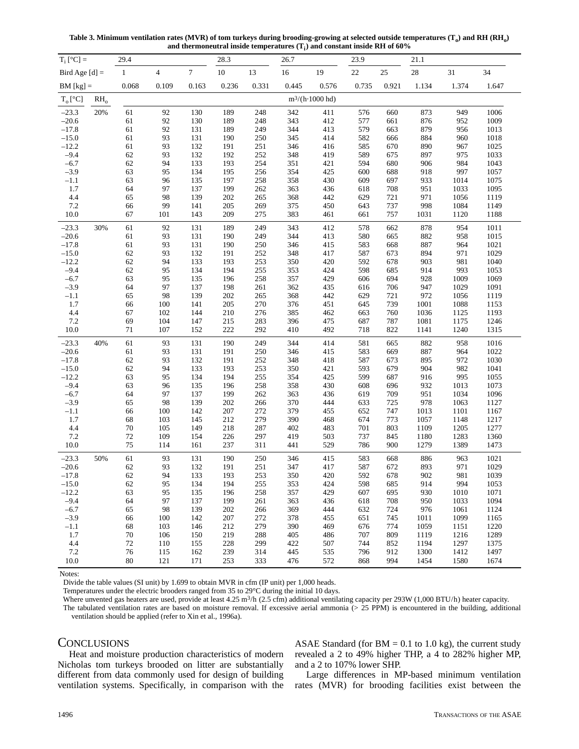**Table 3. Minimum ventilation rates (MVR) of tom turkeys during brooding-growing at selected outside temperatures ($T_o$) and RH ($RH_o$) and thermoneutral inside temperatures ($T_i$) and constant inside RH of 60%**

| $T_i$ [°C] = | | 29.4 | | | 28.3 | | 26.7 | | 23.9 | | 21.1 | | |
|---|---|---|---|---|---|---|---|---|---|---|---|---|---|
| Bird Age [d] = | | 1 | 4 | 7 | 10 | 13 | 16 | 19 | 22 | 25 | 28 | 31 | 34 |
| BM [kg] = | | 0.068 | 0.109 | 0.163 | 0.236 | 0.331 | 0.445 | 0.576 | 0.735 | 0.921 | 1.134 | 1.374 | 1.647 |
| $T_o$ [°C] | $RH_o$ | $m^3/(h{\cdot}1000\ hd)$ | | | | | | | | | | | |
| –23.3 | 20% | 61 | 92 | 130 | 189 | 248 | 342 | 411 | 576 | 660 | 873 | 949 | 1006 |
| –20.6 | | 61 | 92 | 130 | 189 | 248 | 343 | 412 | 577 | 661 | 876 | 952 | 1009 |
| –17.8 | | 61 | 92 | 131 | 189 | 249 | 344 | 413 | 579 | 663 | 879 | 956 | 1013 |
| –15.0 | | 61 | 93 | 131 | 190 | 250 | 345 | 414 | 582 | 666 | 884 | 960 | 1018 |
| –12.2 | | 61 | 93 | 132 | 191 | 251 | 346 | 416 | 585 | 670 | 890 | 967 | 1025 |
| –9.4 | | 62 | 93 | 132 | 192 | 252 | 348 | 419 | 589 | 675 | 897 | 975 | 1033 |
| –6.7 | | 62 | 94 | 133 | 193 | 254 | 351 | 421 | 594 | 680 | 906 | 984 | 1043 |
| –3.9 | | 63 | 95 | 134 | 195 | 256 | 354 | 425 | 600 | 688 | 918 | 997 | 1057 |
| –1.1 | | 63 | 96 | 135 | 197 | 258 | 358 | 430 | 609 | 697 | 933 | 1014 | 1075 |
| 1.7 | | 64 | 97 | 137 | 199 | 262 | 363 | 436 | 618 | 708 | 951 | 1033 | 1095 |
| 4.4 | | 65 | 98 | 139 | 202 | 265 | 368 | 442 | 629 | 721 | 971 | 1056 | 1119 |
| 7.2 | | 66 | 99 | 141 | 205 | 269 | 375 | 450 | 643 | 737 | 998 | 1084 | 1149 |
| 10.0 | | 67 | 101 | 143 | 209 | 275 | 383 | 461 | 661 | 757 | 1031 | 1120 | 1188 |
| –23.3 | 30% | 61 | 92 | 131 | 189 | 249 | 343 | 412 | 578 | 662 | 878 | 954 | 1011 |
| –20.6 | | 61 | 93 | 131 | 190 | 249 | 344 | 413 | 580 | 665 | 882 | 958 | 1015 |
| –17.8 | | 61 | 93 | 131 | 190 | 250 | 346 | 415 | 583 | 668 | 887 | 964 | 1021 |
| –15.0 | | 62 | 93 | 132 | 191 | 252 | 348 | 417 | 587 | 673 | 894 | 971 | 1029 |
| –12.2 | | 62 | 94 | 133 | 193 | 253 | 350 | 420 | 592 | 678 | 903 | 981 | 1040 |
| –9.4 | | 62 | 95 | 134 | 194 | 255 | 353 | 424 | 598 | 685 | 914 | 993 | 1053 |
| –6.7 | | 63 | 95 | 135 | 196 | 258 | 357 | 429 | 606 | 694 | 928 | 1009 | 1069 |
| –3.9 | | 64 | 97 | 137 | 198 | 261 | 362 | 435 | 616 | 706 | 947 | 1029 | 1091 |
| –1.1 | | 65 | 98 | 139 | 202 | 265 | 368 | 442 | 629 | 721 | 972 | 1056 | 1119 |
| 1.7 | | 66 | 100 | 141 | 205 | 270 | 376 | 451 | 645 | 739 | 1001 | 1088 | 1153 |
| 4.4 | | 67 | 102 | 144 | 210 | 276 | 385 | 462 | 663 | 760 | 1036 | 1125 | 1193 |
| 7.2 | | 69 | 104 | 147 | 215 | 283 | 396 | 475 | 687 | 787 | 1081 | 1175 | 1246 |
| 10.0 | | 71 | 107 | 152 | 222 | 292 | 410 | 492 | 718 | 822 | 1141 | 1240 | 1315 |
| –23.3 | 40% | 61 | 93 | 131 | 190 | 249 | 344 | 414 | 581 | 665 | 882 | 958 | 1016 |
| –20.6 | | 61 | 93 | 131 | 191 | 250 | 346 | 415 | 583 | 669 | 887 | 964 | 1022 |
| –17.8 | | 62 | 93 | 132 | 191 | 252 | 348 | 418 | 587 | 673 | 895 | 972 | 1030 |
| –15.0 | | 62 | 94 | 133 | 193 | 253 | 350 | 421 | 593 | 679 | 904 | 982 | 1041 |
| –12.2 | | 63 | 95 | 134 | 194 | 255 | 354 | 425 | 599 | 687 | 916 | 995 | 1055 |
| –9.4 | | 63 | 96 | 135 | 196 | 258 | 358 | 430 | 608 | 696 | 932 | 1013 | 1073 |
| –6.7 | | 64 | 97 | 137 | 199 | 262 | 363 | 436 | 619 | 709 | 951 | 1034 | 1096 |
| –3.9 | | 65 | 98 | 139 | 202 | 266 | 370 | 444 | 633 | 725 | 978 | 1063 | 1127 |
| –1.1 | | 66 | 100 | 142 | 207 | 272 | 379 | 455 | 652 | 747 | 1013 | 1101 | 1167 |
| 1.7 | | 68 | 103 | 145 | 212 | 279 | 390 | 468 | 674 | 773 | 1057 | 1148 | 1217 |
| 4.4 | | 70 | 105 | 149 | 218 | 287 | 402 | 483 | 701 | 803 | 1109 | 1205 | 1277 |
| 7.2 | | 72 | 109 | 154 | 226 | 297 | 419 | 503 | 737 | 845 | 1180 | 1283 | 1360 |
| 10.0 | | 75 | 114 | 161 | 237 | 311 | 441 | 529 | 786 | 900 | 1279 | 1389 | 1473 |
| –23.3 | 50% | 61 | 93 | 131 | 190 | 250 | 346 | 415 | 583 | 668 | 886 | 963 | 1021 |
| –20.6 | | 62 | 93 | 132 | 191 | 251 | 347 | 417 | 587 | 672 | 893 | 971 | 1029 |
| –17.8 | | 62 | 94 | 133 | 193 | 253 | 350 | 420 | 592 | 678 | 902 | 981 | 1039 |
| –15.0 | | 62 | 95 | 134 | 194 | 255 | 353 | 424 | 598 | 685 | 914 | 994 | 1053 |
| –12.2 | | 63 | 95 | 135 | 196 | 258 | 357 | 429 | 607 | 695 | 930 | 1010 | 1071 |
| –9.4 | | 64 | 97 | 137 | 199 | 261 | 363 | 436 | 618 | 708 | 950 | 1033 | 1094 |
| –6.7 | | 65 | 98 | 139 | 202 | 266 | 369 | 444 | 632 | 724 | 976 | 1061 | 1124 |
| –3.9 | | 66 | 100 | 142 | 207 | 272 | 378 | 455 | 651 | 745 | 1011 | 1099 | 1165 |
| –1.1 | | 68 | 103 | 146 | 212 | 279 | 390 | 469 | 676 | 774 | 1059 | 1151 | 1220 |
| 1.7 | | 70 | 106 | 150 | 219 | 288 | 405 | 486 | 707 | 809 | 1119 | 1216 | 1289 |
| 4.4 | | 72 | 110 | 155 | 228 | 299 | 422 | 507 | 744 | 852 | 1194 | 1297 | 1375 |
| 7.2 | | 76 | 115 | 162 | 239 | 314 | 445 | 535 | 796 | 912 | 1300 | 1412 | 1497 |
| 10.0 | | 80 | 121 | 171 | 253 | 333 | 476 | 572 | 868 | 994 | 1454 | 1580 | 1674 |

Notes:
Divide the table values (SI unit) by 1.699 to obtain MVR in cfm (IP unit) per 1,000 heads.
Temperatures under the electric brooders ranged from 35 to 29°C during the initial 10 days.
Where unvented gas heaters are used, provide at least 4.25 $m^3$/h (2.5 cfm) additional ventilating capacity per 293W (1,000 BTU/h) heater capacity.
The tabulated ventilation rates are based on moisture removal. If excessive aerial ammonia (> 25 PPM) is encountered in the building, additional ventilation should be applied (refer to Xin et al., 1996a).

## Conclusions

Heat and moisture production characteristics of modern Nicholas tom turkeys brooded on litter are substantially different from data commonly used for design of building ventilation systems. Specifically, in comparison with the ASAE Standard (for BM = 0.1 to 1.0 kg), the current study revealed a 2 to 49% higher THP, a 4 to 282% higher MP, and a 2 to 107% lower SHP.

Large differences in MP-based minimum ventilation rates (MVR) for brooding facilities exist between the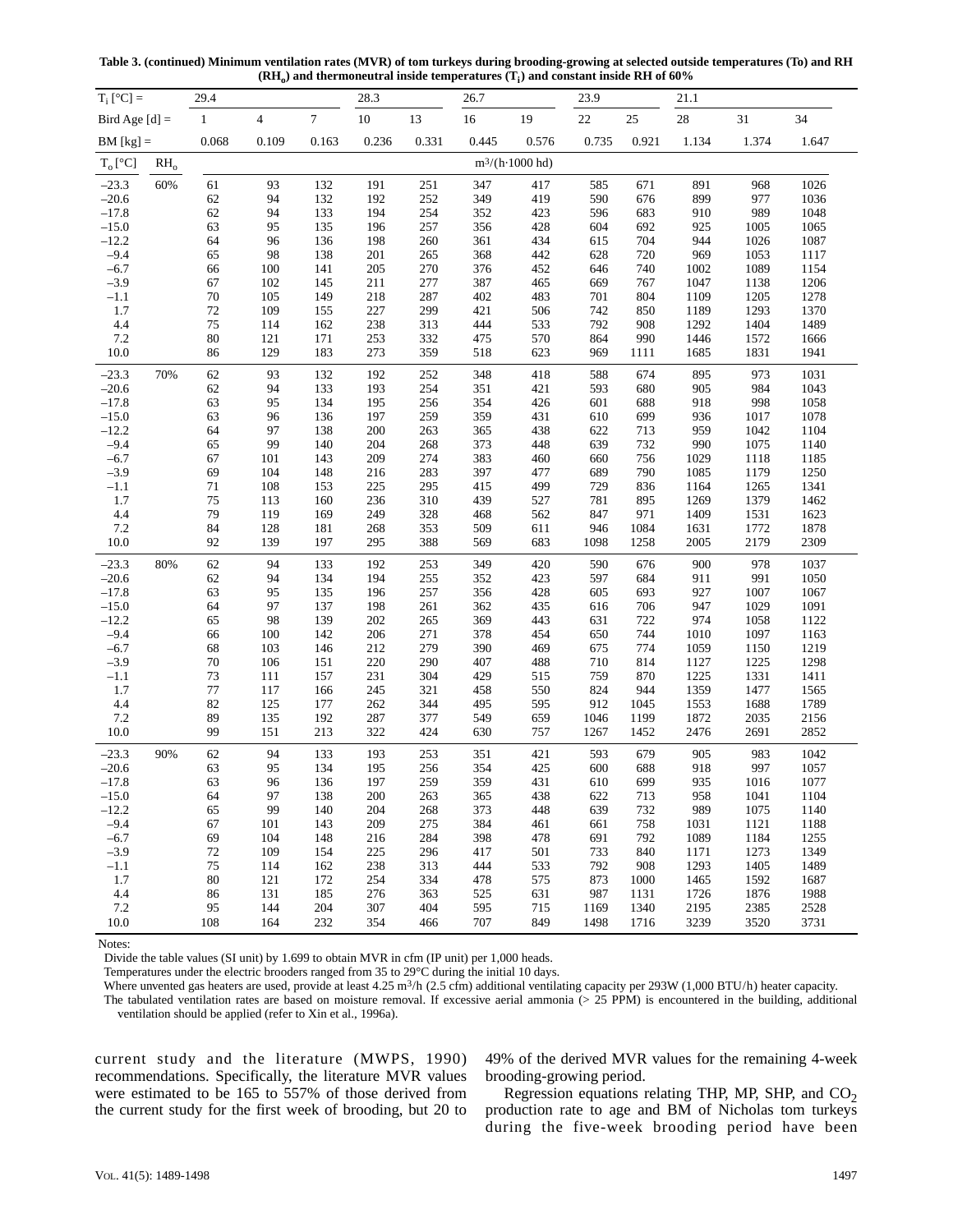**Table 3. (continued) Minimum ventilation rates (MVR) of tom turkeys during brooding-growing at selected outside temperatures (To) and RH ($RH_o$) and thermoneutral inside temperatures ($T_i$) and constant inside RH of 60%**

| $T_i$ [°C] = | | 29.4 | | | 28.3 | | 26.7 | | 23.9 | | 21.1 | | |
|---|---|---|---|---|---|---|---|---|---|---|---|---|---|
| Bird Age [d] = | | 1 | 4 | 7 | 10 | 13 | 16 | 19 | 22 | 25 | 28 | 31 | 34 |
| BM [kg] = | | 0.068 | 0.109 | 0.163 | 0.236 | 0.331 | 0.445 | 0.576 | 0.735 | 0.921 | 1.134 | 1.374 | 1.647 |
| $T_o$ [°C] | $RH_o$ | $m^3/(h \cdot 1000\ hd)$ | | | | | | | | | | | |
| –23.3 | 60% | 61 | 93 | 132 | 191 | 251 | 347 | 417 | 585 | 671 | 891 | 968 | 1026 |
| –20.6 | | 62 | 94 | 132 | 192 | 252 | 349 | 419 | 590 | 676 | 899 | 977 | 1036 |
| –17.8 | | 62 | 94 | 133 | 194 | 254 | 352 | 423 | 596 | 683 | 910 | 989 | 1048 |
| –15.0 | | 63 | 95 | 135 | 196 | 257 | 356 | 428 | 604 | 692 | 925 | 1005 | 1065 |
| –12.2 | | 64 | 96 | 136 | 198 | 260 | 361 | 434 | 615 | 704 | 944 | 1026 | 1087 |
| –9.4 | | 65 | 98 | 138 | 201 | 265 | 368 | 442 | 628 | 720 | 969 | 1053 | 1117 |
| –6.7 | | 66 | 100 | 141 | 205 | 270 | 376 | 452 | 646 | 740 | 1002 | 1089 | 1154 |
| –3.9 | | 67 | 102 | 145 | 211 | 277 | 387 | 465 | 669 | 767 | 1047 | 1138 | 1206 |
| –1.1 | | 70 | 105 | 149 | 218 | 287 | 402 | 483 | 701 | 804 | 1109 | 1205 | 1278 |
| 1.7 | | 72 | 109 | 155 | 227 | 299 | 421 | 506 | 742 | 850 | 1189 | 1293 | 1370 |
| 4.4 | | 75 | 114 | 162 | 238 | 313 | 444 | 533 | 792 | 908 | 1292 | 1404 | 1489 |
| 7.2 | | 80 | 121 | 171 | 253 | 332 | 475 | 570 | 864 | 990 | 1446 | 1572 | 1666 |
| 10.0 | | 86 | 129 | 183 | 273 | 359 | 518 | 623 | 969 | 1111 | 1685 | 1831 | 1941 |
| –23.3 | 70% | 62 | 93 | 132 | 192 | 252 | 348 | 418 | 588 | 674 | 895 | 973 | 1031 |
| –20.6 | | 62 | 94 | 133 | 193 | 254 | 351 | 421 | 593 | 680 | 905 | 984 | 1043 |
| –17.8 | | 63 | 95 | 134 | 195 | 256 | 354 | 426 | 601 | 688 | 918 | 998 | 1058 |
| –15.0 | | 63 | 96 | 136 | 197 | 259 | 359 | 431 | 610 | 699 | 936 | 1017 | 1078 |
| –12.2 | | 64 | 97 | 138 | 200 | 263 | 365 | 438 | 622 | 713 | 959 | 1042 | 1104 |
| –9.4 | | 65 | 99 | 140 | 204 | 268 | 373 | 448 | 639 | 732 | 990 | 1075 | 1140 |
| –6.7 | | 67 | 101 | 143 | 209 | 274 | 383 | 460 | 660 | 756 | 1029 | 1118 | 1185 |
| –3.9 | | 69 | 104 | 148 | 216 | 283 | 397 | 477 | 689 | 790 | 1085 | 1179 | 1250 |
| –1.1 | | 71 | 108 | 153 | 225 | 295 | 415 | 499 | 729 | 836 | 1164 | 1265 | 1341 |
| 1.7 | | 75 | 113 | 160 | 236 | 310 | 439 | 527 | 781 | 895 | 1269 | 1379 | 1462 |
| 4.4 | | 79 | 119 | 169 | 249 | 328 | 468 | 562 | 847 | 971 | 1409 | 1531 | 1623 |
| 7.2 | | 84 | 128 | 181 | 268 | 353 | 509 | 611 | 946 | 1084 | 1631 | 1772 | 1878 |
| 10.0 | | 92 | 139 | 197 | 295 | 388 | 569 | 683 | 1098 | 1258 | 2005 | 2179 | 2309 |
| –23.3 | 80% | 62 | 94 | 133 | 192 | 253 | 349 | 420 | 590 | 676 | 900 | 978 | 1037 |
| –20.6 | | 62 | 94 | 134 | 194 | 255 | 352 | 423 | 597 | 684 | 911 | 991 | 1050 |
| –17.8 | | 63 | 95 | 135 | 196 | 257 | 356 | 428 | 605 | 693 | 927 | 1007 | 1067 |
| –15.0 | | 64 | 97 | 137 | 198 | 261 | 362 | 435 | 616 | 706 | 947 | 1029 | 1091 |
| –12.2 | | 65 | 98 | 139 | 202 | 265 | 369 | 443 | 631 | 722 | 974 | 1058 | 1122 |
| –9.4 | | 66 | 100 | 142 | 206 | 271 | 378 | 454 | 650 | 744 | 1010 | 1097 | 1163 |
| –6.7 | | 68 | 103 | 146 | 212 | 279 | 390 | 469 | 675 | 774 | 1059 | 1150 | 1219 |
| –3.9 | | 70 | 106 | 151 | 220 | 290 | 407 | 488 | 710 | 814 | 1127 | 1225 | 1298 |
| –1.1 | | 73 | 111 | 157 | 231 | 304 | 429 | 515 | 759 | 870 | 1225 | 1331 | 1411 |
| 1.7 | | 77 | 117 | 166 | 245 | 321 | 458 | 550 | 824 | 944 | 1359 | 1477 | 1565 |
| 4.4 | | 82 | 125 | 177 | 262 | 344 | 495 | 595 | 912 | 1045 | 1553 | 1688 | 1789 |
| 7.2 | | 89 | 135 | 192 | 287 | 377 | 549 | 659 | 1046 | 1199 | 1872 | 2035 | 2156 |
| 10.0 | | 99 | 151 | 213 | 322 | 424 | 630 | 757 | 1267 | 1452 | 2476 | 2691 | 2852 |
| –23.3 | 90% | 62 | 94 | 133 | 193 | 253 | 351 | 421 | 593 | 679 | 905 | 983 | 1042 |
| –20.6 | | 63 | 95 | 134 | 195 | 256 | 354 | 425 | 600 | 688 | 918 | 997 | 1057 |
| –17.8 | | 63 | 96 | 136 | 197 | 259 | 359 | 431 | 610 | 699 | 935 | 1016 | 1077 |
| –15.0 | | 64 | 97 | 138 | 200 | 263 | 365 | 438 | 622 | 713 | 958 | 1041 | 1104 |
| –12.2 | | 65 | 99 | 140 | 204 | 268 | 373 | 448 | 639 | 732 | 989 | 1075 | 1140 |
| –9.4 | | 67 | 101 | 143 | 209 | 275 | 384 | 461 | 661 | 758 | 1031 | 1121 | 1188 |
| –6.7 | | 69 | 104 | 148 | 216 | 284 | 398 | 478 | 691 | 792 | 1089 | 1184 | 1255 |
| –3.9 | | 72 | 109 | 154 | 225 | 296 | 417 | 501 | 733 | 840 | 1171 | 1273 | 1349 |
| –1.1 | | 75 | 114 | 162 | 238 | 313 | 444 | 533 | 792 | 908 | 1293 | 1405 | 1489 |
| 1.7 | | 80 | 121 | 172 | 254 | 334 | 478 | 575 | 873 | 1000 | 1465 | 1592 | 1687 |
| 4.4 | | 86 | 131 | 185 | 276 | 363 | 525 | 631 | 987 | 1131 | 1726 | 1876 | 1988 |
| 7.2 | | 95 | 144 | 204 | 307 | 404 | 595 | 715 | 1169 | 1340 | 2195 | 2385 | 2528 |
| 10.0 | | 108 | 164 | 232 | 354 | 466 | 707 | 849 | 1498 | 1716 | 3239 | 3520 | 3731 |

Notes:

Divide the table values (SI unit) by 1.699 to obtain MVR in cfm (IP unit) per 1,000 heads.

Temperatures under the electric brooders ranged from 35 to 29°C during the initial 10 days.

Where unvented gas heaters are used, provide at least 4.25 $m^3$/h (2.5 cfm) additional ventilating capacity per 293W (1,000 BTU/h) heater capacity.

The tabulated ventilation rates are based on moisture removal. If excessive aerial ammonia (> 25 PPM) is encountered in the building, additional ventilation should be applied (refer to Xin et al., 1996a).

current study and the literature (MWPS, 1990) recommendations. Specifically, the literature MVR values were estimated to be 165 to 557% of those derived from the current study for the first week of brooding, but 20 to 49% of the derived MVR values for the remaining 4-week brooding-growing period.

Regression equations relating THP, MP, SHP, and $CO_2$ production rate to age and BM of Nicholas tom turkeys during the five-week brooding period have been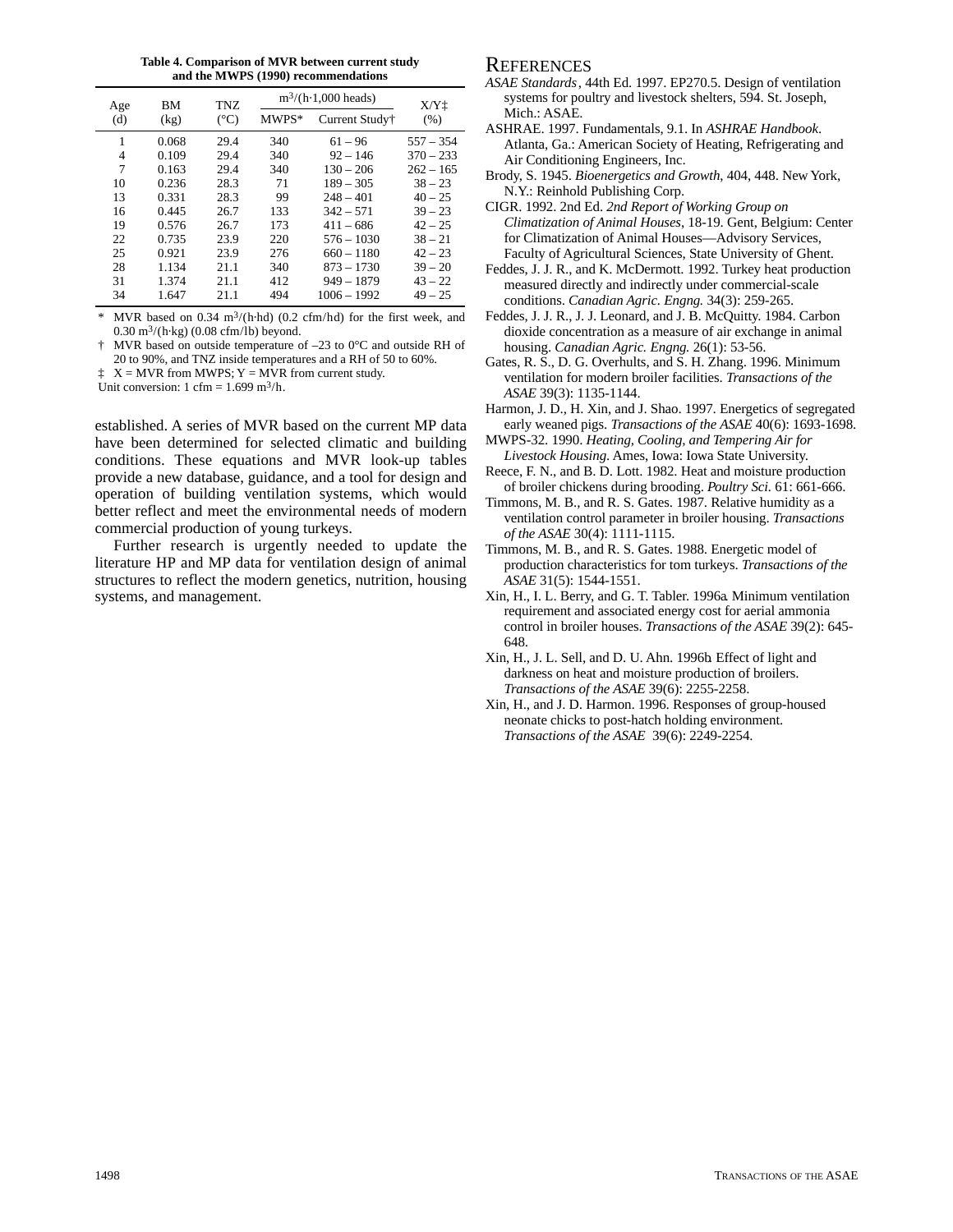**Table 4. Comparison of MVR between current study and the MWPS (1990) recommendations**

| Age (d) | BM (kg) | TNZ (°C) | $m^3/(h \cdot 1{,}000$ heads) | | X/Y‡ (%) |
|---|---|---|---|---|---|
| | | | MWPS* | Current Study† | |
| 1 | 0.068 | 29.4 | 340 | 61 – 96 | 557 – 354 |
| 4 | 0.109 | 29.4 | 340 | 92 – 146 | 370 – 233 |
| 7 | 0.163 | 29.4 | 340 | 130 – 206 | 262 – 165 |
| 10 | 0.236 | 28.3 | 71 | 189 – 305 | 38 – 23 |
| 13 | 0.331 | 28.3 | 99 | 248 – 401 | 40 – 25 |
| 16 | 0.445 | 26.7 | 133 | 342 – 571 | 39 – 23 |
| 19 | 0.576 | 26.7 | 173 | 411 – 686 | 42 – 25 |
| 22 | 0.735 | 23.9 | 220 | 576 – 1030 | 38 – 21 |
| 25 | 0.921 | 23.9 | 276 | 660 – 1180 | 42 – 23 |
| 28 | 1.134 | 21.1 | 340 | 873 – 1730 | 39 – 20 |
| 31 | 1.374 | 21.1 | 412 | 949 – 1879 | 43 – 22 |
| 34 | 1.647 | 21.1 | 494 | 1006 – 1992 | 49 – 25 |

\* MVR based on 0.34 $m^3/(h \cdot hd)$ (0.2 cfm/hd) for the first week, and 0.30 $m^3/(h \cdot kg)$ (0.08 cfm/lb) beyond.

† MVR based on outside temperature of –23 to 0°C and outside RH of 20 to 90%, and TNZ inside temperatures and a RH of 50 to 60%.

‡ X = MVR from MWPS; Y = MVR from current study.

Unit conversion: 1 cfm = 1.699 $m^3/h$.

established. A series of MVR based on the current MP data have been determined for selected climatic and building conditions. These equations and MVR look-up tables provide a new database, guidance, and a tool for design and operation of building ventilation systems, which would better reflect and meet the environmental needs of modern commercial production of young turkeys.

Further research is urgently needed to update the literature HP and MP data for ventilation design of animal structures to reflect the modern genetics, nutrition, housing systems, and management.

## References

*ASAE Standards*, 44th Ed. 1997. EP270.5. Design of ventilation systems for poultry and livestock shelters, 594. St. Joseph, Mich.: ASAE.

ASHRAE. 1997. Fundamentals, 9.1. In *ASHRAE Handbook*. Atlanta, Ga.: American Society of Heating, Refrigerating and Air Conditioning Engineers, Inc.

Brody, S. 1945. *Bioenergetics and Growth*, 404, 448. New York, N.Y.: Reinhold Publishing Corp.

CIGR. 1992. 2nd Ed. *2nd Report of Working Group on Climatization of Animal Houses*, 18-19. Gent, Belgium: Center for Climatization of Animal Houses—Advisory Services, Faculty of Agricultural Sciences, State University of Ghent.

Feddes, J. J. R., and K. McDermott. 1992. Turkey heat production measured directly and indirectly under commercial-scale conditions. *Canadian Agric. Engng.* 34(3): 259-265.

Feddes, J. J. R., J. J. Leonard, and J. B. McQuitty. 1984. Carbon dioxide concentration as a measure of air exchange in animal housing. *Canadian Agric. Engng.* 26(1): 53-56.

Gates, R. S., D. G. Overhults, and S. H. Zhang. 1996. Minimum ventilation for modern broiler facilities. *Transactions of the ASAE* 39(3): 1135-1144.

Harmon, J. D., H. Xin, and J. Shao. 1997. Energetics of segregated early weaned pigs. *Transactions of the ASAE* 40(6): 1693-1698.

MWPS-32. 1990. *Heating, Cooling, and Tempering Air for Livestock Housing*. Ames, Iowa: Iowa State University.

Reece, F. N., and B. D. Lott. 1982. Heat and moisture production of broiler chickens during brooding. *Poultry Sci.* 61: 661-666.

Timmons, M. B., and R. S. Gates. 1987. Relative humidity as a ventilation control parameter in broiler housing. *Transactions of the ASAE* 30(4): 1111-1115.

Timmons, M. B., and R. S. Gates. 1988. Energetic model of production characteristics for tom turkeys. *Transactions of the ASAE* 31(5): 1544-1551.

Xin, H., I. L. Berry, and G. T. Tabler. 1996a. Minimum ventilation requirement and associated energy cost for aerial ammonia control in broiler houses. *Transactions of the ASAE* 39(2): 645-648.

Xin, H., J. L. Sell, and D. U. Ahn. 1996b. Effect of light and darkness on heat and moisture production of broilers. *Transactions of the ASAE* 39(6): 2255-2258.

Xin, H., and J. D. Harmon. 1996. Responses of group-housed neonate chicks to post-hatch holding environment. *Transactions of the ASAE* 39(6): 2249-2254.